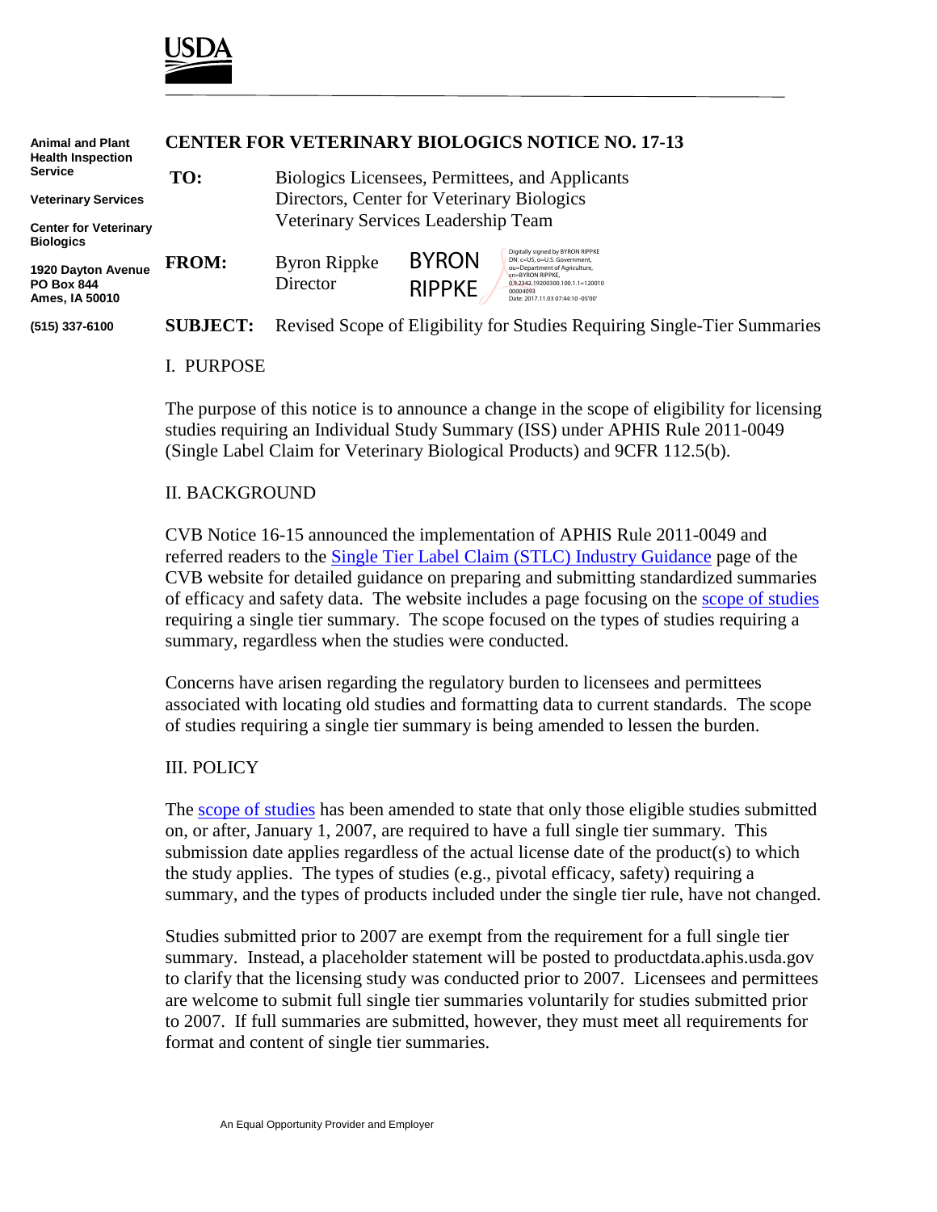USDA

**Animal and Plant Health Inspection Service**

**Veterinary Services**

**Center for Veterinary Biologics**

**1920 Dayton Avenue**
**PO Box 844**
**Ames, IA 50010**

**(515) 337-6100**

# CENTER FOR VETERINARY BIOLOGICS NOTICE NO. 17-13

**TO:** Biologics Licensees, Permittees, and Applicants
Directors, Center for Veterinary Biologics
Veterinary Services Leadership Team

**FROM:** Byron Rippke
Director

BYRON RIPPKE
Digitally signed by BYRON RIPPKE
DN: c=US, o=U.S. Government, ou=Department of Agriculture, cn=BYRON RIPPKE, 0.9.2342.19200300.100.1.1=12001000004093
Date: 2017.11.03 07:44:10 -05'00'

**SUBJECT:** Revised Scope of Eligibility for Studies Requiring Single-Tier Summaries

## I. PURPOSE

The purpose of this notice is to announce a change in the scope of eligibility for licensing studies requiring an Individual Study Summary (ISS) under APHIS Rule 2011-0049 (Single Label Claim for Veterinary Biological Products) and 9CFR 112.5(b).

## II. BACKGROUND

CVB Notice 16-15 announced the implementation of APHIS Rule 2011-0049 and referred readers to the Single Tier Label Claim (STLC) Industry Guidance page of the CVB website for detailed guidance on preparing and submitting standardized summaries of efficacy and safety data. The website includes a page focusing on the scope of studies requiring a single tier summary. The scope focused on the types of studies requiring a summary, regardless when the studies were conducted.

Concerns have arisen regarding the regulatory burden to licensees and permittees associated with locating old studies and formatting data to current standards. The scope of studies requiring a single tier summary is being amended to lessen the burden.

## III. POLICY

The scope of studies has been amended to state that only those eligible studies submitted on, or after, January 1, 2007, are required to have a full single tier summary. This submission date applies regardless of the actual license date of the product(s) to which the study applies. The types of studies (e.g., pivotal efficacy, safety) requiring a summary, and the types of products included under the single tier rule, have not changed.

Studies submitted prior to 2007 are exempt from the requirement for a full single tier summary. Instead, a placeholder statement will be posted to productdata.aphis.usda.gov to clarify that the licensing study was conducted prior to 2007. Licensees and permittees are welcome to submit full single tier summaries voluntarily for studies submitted prior to 2007. If full summaries are submitted, however, they must meet all requirements for format and content of single tier summaries.

An Equal Opportunity Provider and Employer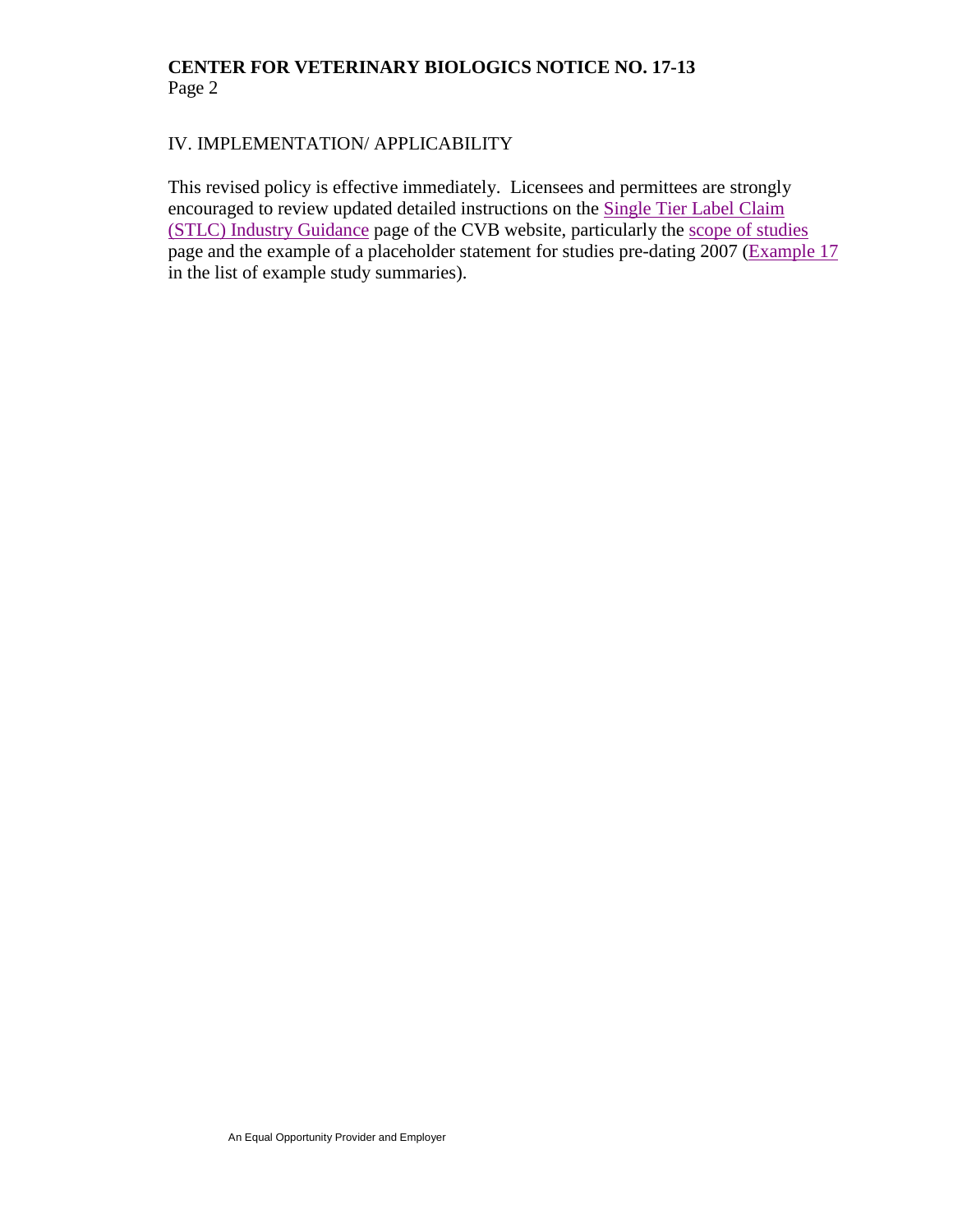## IV. IMPLEMENTATION/ APPLICABILITY

This revised policy is effective immediately. Licensees and permittees are strongly encouraged to review updated detailed instructions on the Single Tier Label Claim (STLC) Industry Guidance page of the CVB website, particularly the scope of studies page and the example of a placeholder statement for studies pre-dating 2007 (Example 17 in the list of example study summaries).

An Equal Opportunity Provider and Employer